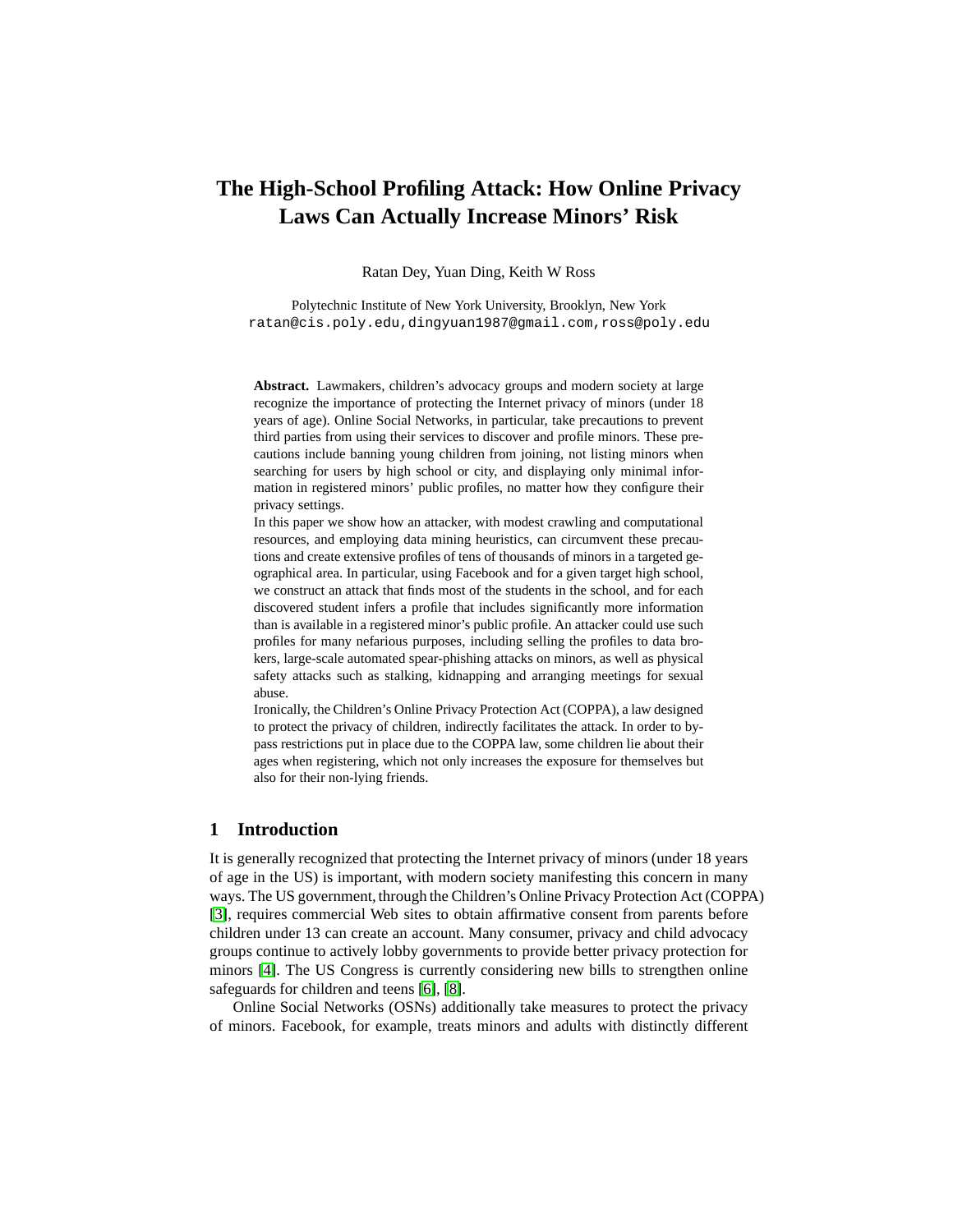# The High-School Profiling Attack: How Online Privacy Laws Can Actually Increase Minors' Risk

Ratan Dey, Yuan Ding, Keith W Ross

Polytechnic Institute of New York University, Brooklyn, New York
ratan@cis.poly.edu,dingyuan1987@gmail.com,ross@poly.edu

**Abstract.** Lawmakers, children's advocacy groups and modern society at large recognize the importance of protecting the Internet privacy of minors (under 18 years of age). Online Social Networks, in particular, take precautions to prevent third parties from using their services to discover and profile minors. These precautions include banning young children from joining, not listing minors when searching for users by high school or city, and displaying only minimal information in registered minors' public profiles, no matter how they configure their privacy settings.

In this paper we show how an attacker, with modest crawling and computational resources, and employing data mining heuristics, can circumvent these precautions and create extensive profiles of tens of thousands of minors in a targeted geographical area. In particular, using Facebook and for a given target high school, we construct an attack that finds most of the students in the school, and for each discovered student infers a profile that includes significantly more information than is available in a registered minor's public profile. An attacker could use such profiles for many nefarious purposes, including selling the profiles to data brokers, large-scale automated spear-phishing attacks on minors, as well as physical safety attacks such as stalking, kidnapping and arranging meetings for sexual abuse.

Ironically, the Children's Online Privacy Protection Act (COPPA), a law designed to protect the privacy of children, indirectly facilitates the attack. In order to bypass restrictions put in place due to the COPPA law, some children lie about their ages when registering, which not only increases the exposure for themselves but also for their non-lying friends.

## 1 Introduction

It is generally recognized that protecting the Internet privacy of minors (under 18 years of age in the US) is important, with modern society manifesting this concern in many ways. The US government, through the Children's Online Privacy Protection Act (COPPA) [3], requires commercial Web sites to obtain affirmative consent from parents before children under 13 can create an account. Many consumer, privacy and child advocacy groups continue to actively lobby governments to provide better privacy protection for minors [4]. The US Congress is currently considering new bills to strengthen online safeguards for children and teens [6], [8].

Online Social Networks (OSNs) additionally take measures to protect the privacy of minors. Facebook, for example, treats minors and adults with distinctly different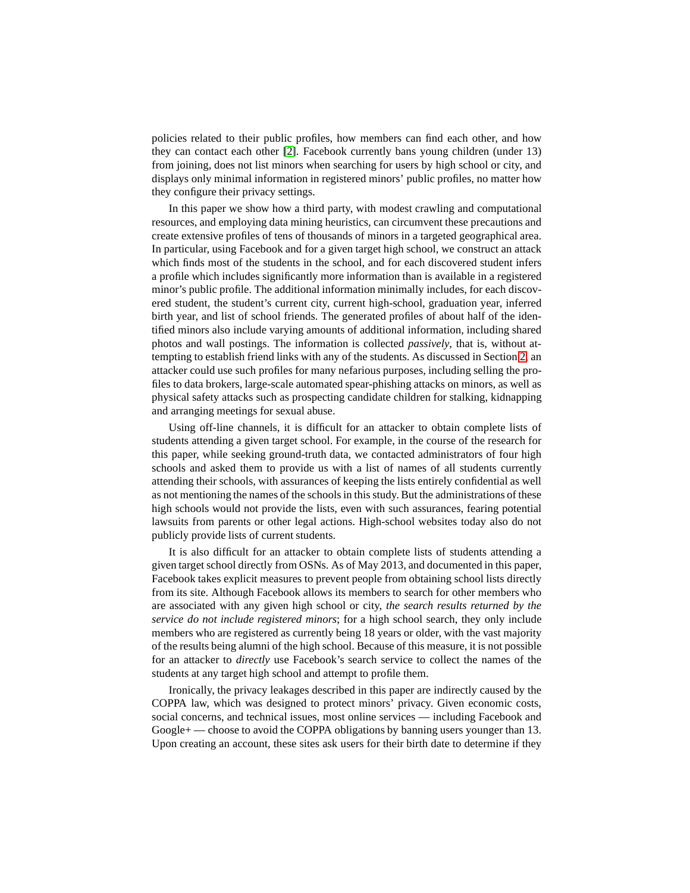policies related to their public profiles, how members can find each other, and how they can contact each other [2]. Facebook currently bans young children (under 13) from joining, does not list minors when searching for users by high school or city, and displays only minimal information in registered minors' public profiles, no matter how they configure their privacy settings.

In this paper we show how a third party, with modest crawling and computational resources, and employing data mining heuristics, can circumvent these precautions and create extensive profiles of tens of thousands of minors in a targeted geographical area. In particular, using Facebook and for a given target high school, we construct an attack which finds most of the students in the school, and for each discovered student infers a profile which includes significantly more information than is available in a registered minor's public profile. The additional information minimally includes, for each discovered student, the student's current city, current high-school, graduation year, inferred birth year, and list of school friends. The generated profiles of about half of the identified minors also include varying amounts of additional information, including shared photos and wall postings. The information is collected *passively*, that is, without attempting to establish friend links with any of the students. As discussed in Section 2, an attacker could use such profiles for many nefarious purposes, including selling the profiles to data brokers, large-scale automated spear-phishing attacks on minors, as well as physical safety attacks such as prospecting candidate children for stalking, kidnapping and arranging meetings for sexual abuse.

Using off-line channels, it is difficult for an attacker to obtain complete lists of students attending a given target school. For example, in the course of the research for this paper, while seeking ground-truth data, we contacted administrators of four high schools and asked them to provide us with a list of names of all students currently attending their schools, with assurances of keeping the lists entirely confidential as well as not mentioning the names of the schools in this study. But the administrations of these high schools would not provide the lists, even with such assurances, fearing potential lawsuits from parents or other legal actions. High-school websites today also do not publicly provide lists of current students.

It is also difficult for an attacker to obtain complete lists of students attending a given target school directly from OSNs. As of May 2013, and documented in this paper, Facebook takes explicit measures to prevent people from obtaining school lists directly from its site. Although Facebook allows its members to search for other members who are associated with any given high school or city, *the search results returned by the service do not include registered minors*; for a high school search, they only include members who are registered as currently being 18 years or older, with the vast majority of the results being alumni of the high school. Because of this measure, it is not possible for an attacker to *directly* use Facebook's search service to collect the names of the students at any target high school and attempt to profile them.

Ironically, the privacy leakages described in this paper are indirectly caused by the COPPA law, which was designed to protect minors' privacy. Given economic costs, social concerns, and technical issues, most online services — including Facebook and Google+ — choose to avoid the COPPA obligations by banning users younger than 13. Upon creating an account, these sites ask users for their birth date to determine if they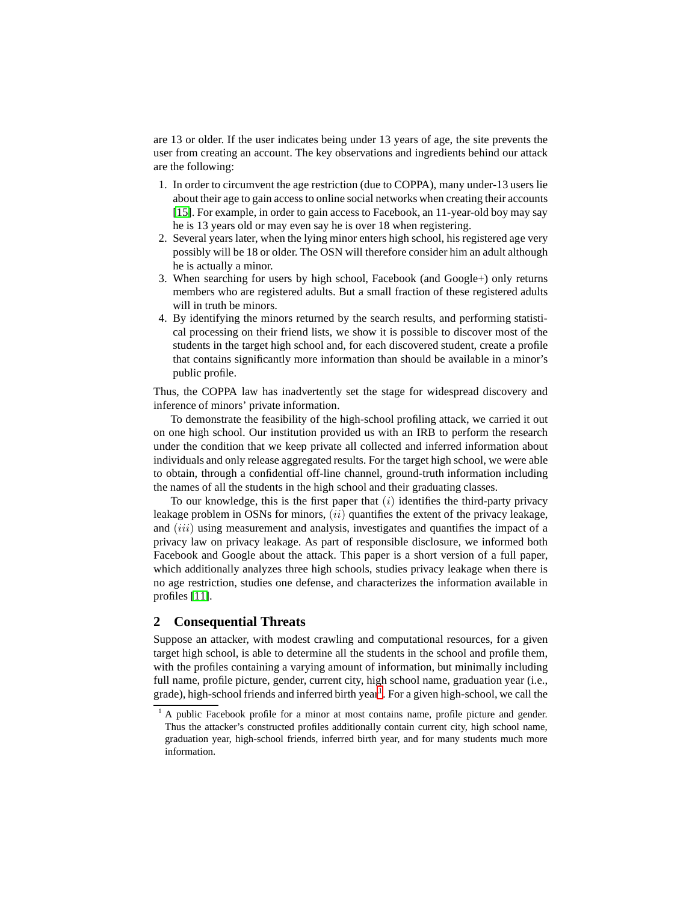are 13 or older. If the user indicates being under 13 years of age, the site prevents the user from creating an account. The key observations and ingredients behind our attack are the following:

1. In order to circumvent the age restriction (due to COPPA), many under-13 users lie about their age to gain access to online social networks when creating their accounts [15]. For example, in order to gain access to Facebook, an 11-year-old boy may say he is 13 years old or may even say he is over 18 when registering.
2. Several years later, when the lying minor enters high school, his registered age very possibly will be 18 or older. The OSN will therefore consider him an adult although he is actually a minor.
3. When searching for users by high school, Facebook (and Google+) only returns members who are registered adults. But a small fraction of these registered adults will in truth be minors.
4. By identifying the minors returned by the search results, and performing statistical processing on their friend lists, we show it is possible to discover most of the students in the target high school and, for each discovered student, create a profile that contains significantly more information than should be available in a minor's public profile.

Thus, the COPPA law has inadvertently set the stage for widespread discovery and inference of minors' private information.

To demonstrate the feasibility of the high-school profiling attack, we carried it out on one high school. Our institution provided us with an IRB to perform the research under the condition that we keep private all collected and inferred information about individuals and only release aggregated results. For the target high school, we were able to obtain, through a confidential off-line channel, ground-truth information including the names of all the students in the high school and their graduating classes.

To our knowledge, this is the first paper that $(i)$ identifies the third-party privacy leakage problem in OSNs for minors, $(ii)$ quantifies the extent of the privacy leakage, and $(iii)$ using measurement and analysis, investigates and quantifies the impact of a privacy law on privacy leakage. As part of responsible disclosure, we informed both Facebook and Google about the attack. This paper is a short version of a full paper, which additionally analyzes three high schools, studies privacy leakage when there is no age restriction, studies one defense, and characterizes the information available in profiles [11].

## 2 Consequential Threats

Suppose an attacker, with modest crawling and computational resources, for a given target high school, is able to determine all the students in the school and profile them, with the profiles containing a varying amount of information, but minimally including full name, profile picture, gender, current city, high school name, graduation year (i.e., grade), high-school friends and inferred birth year[1]. For a given high-school, we call the

[1] A public Facebook profile for a minor at most contains name, profile picture and gender. Thus the attacker's constructed profiles additionally contain current city, high school name, graduation year, high-school friends, inferred birth year, and for many students much more information.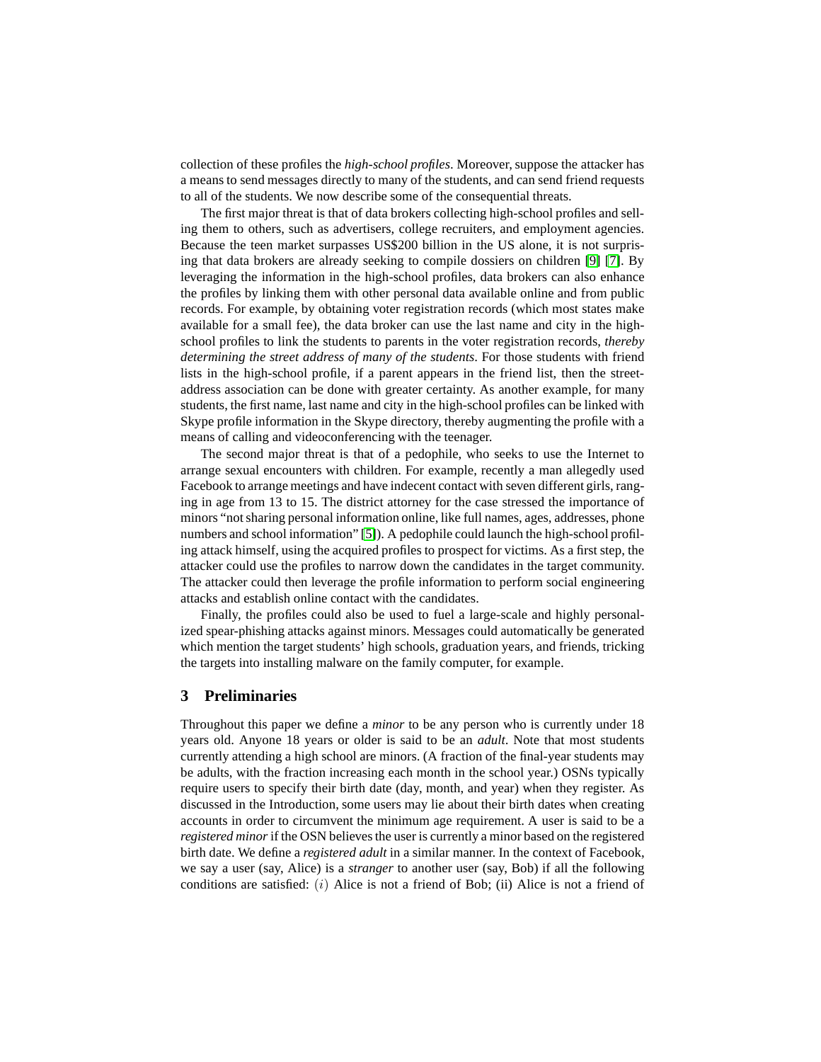collection of these profiles the *high-school profiles*. Moreover, suppose the attacker has a means to send messages directly to many of the students, and can send friend requests to all of the students. We now describe some of the consequential threats.

The first major threat is that of data brokers collecting high-school profiles and selling them to others, such as advertisers, college recruiters, and employment agencies. Because the teen market surpasses US$200 billion in the US alone, it is not surprising that data brokers are already seeking to compile dossiers on children [9] [7]. By leveraging the information in the high-school profiles, data brokers can also enhance the profiles by linking them with other personal data available online and from public records. For example, by obtaining voter registration records (which most states make available for a small fee), the data broker can use the last name and city in the high-school profiles to link the students to parents in the voter registration records, *thereby determining the street address of many of the students*. For those students with friend lists in the high-school profile, if a parent appears in the friend list, then the street-address association can be done with greater certainty. As another example, for many students, the first name, last name and city in the high-school profiles can be linked with Skype profile information in the Skype directory, thereby augmenting the profile with a means of calling and videoconferencing with the teenager.

The second major threat is that of a pedophile, who seeks to use the Internet to arrange sexual encounters with children. For example, recently a man allegedly used Facebook to arrange meetings and have indecent contact with seven different girls, ranging in age from 13 to 15. The district attorney for the case stressed the importance of minors "not sharing personal information online, like full names, ages, addresses, phone numbers and school information" [5]). A pedophile could launch the high-school profiling attack himself, using the acquired profiles to prospect for victims. As a first step, the attacker could use the profiles to narrow down the candidates in the target community. The attacker could then leverage the profile information to perform social engineering attacks and establish online contact with the candidates.

Finally, the profiles could also be used to fuel a large-scale and highly personalized spear-phishing attacks against minors. Messages could automatically be generated which mention the target students' high schools, graduation years, and friends, tricking the targets into installing malware on the family computer, for example.

## 3 Preliminaries

Throughout this paper we define a *minor* to be any person who is currently under 18 years old. Anyone 18 years or older is said to be an *adult*. Note that most students currently attending a high school are minors. (A fraction of the final-year students may be adults, with the fraction increasing each month in the school year.) OSNs typically require users to specify their birth date (day, month, and year) when they register. As discussed in the Introduction, some users may lie about their birth dates when creating accounts in order to circumvent the minimum age requirement. A user is said to be a *registered minor* if the OSN believes the user is currently a minor based on the registered birth date. We define a *registered adult* in a similar manner. In the context of Facebook, we say a user (say, Alice) is a *stranger* to another user (say, Bob) if all the following conditions are satisfied: $(i)$ Alice is not a friend of Bob; (ii) Alice is not a friend of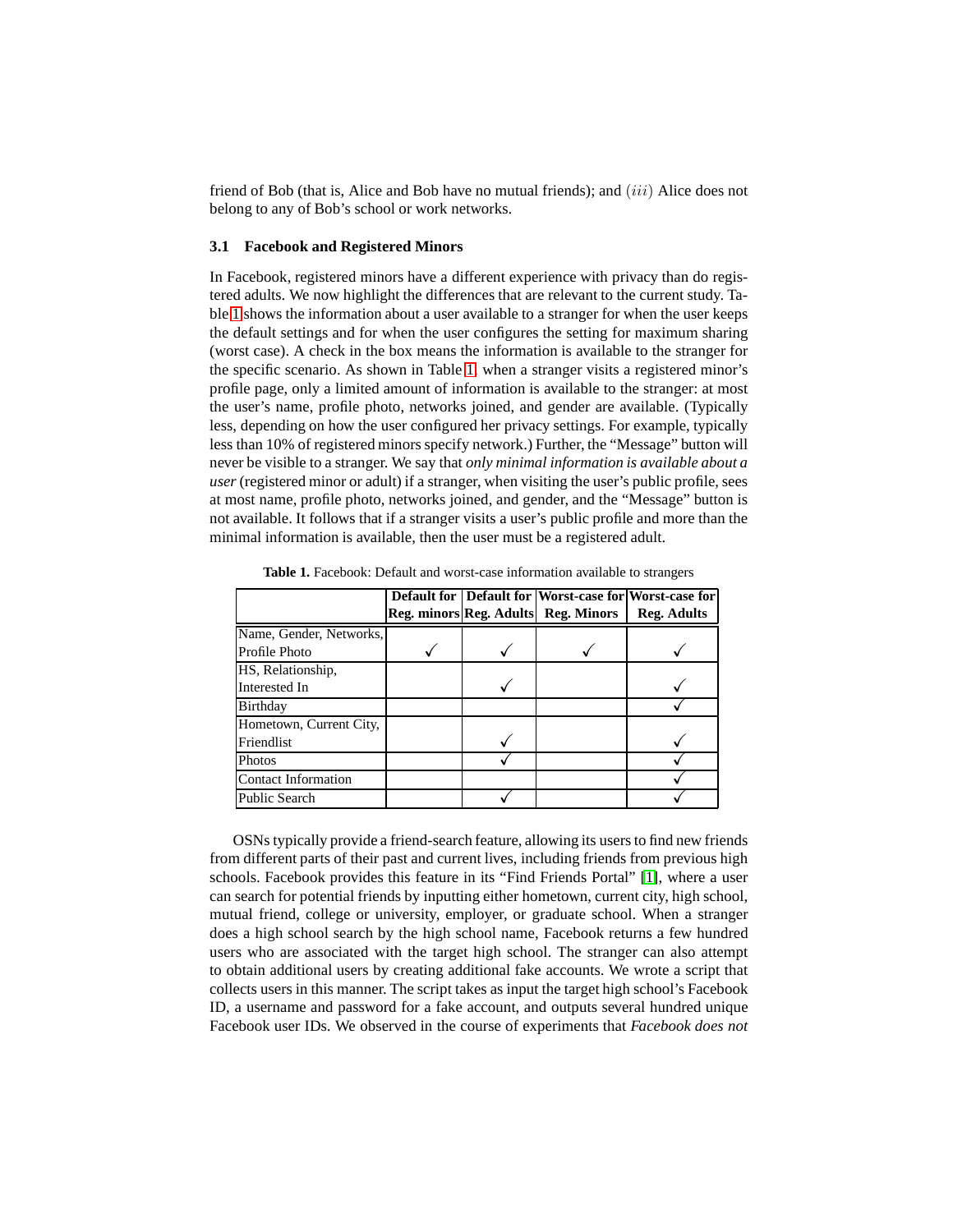friend of Bob (that is, Alice and Bob have no mutual friends); and $(iii)$ Alice does not belong to any of Bob's school or work networks.

### 3.1 Facebook and Registered Minors

In Facebook, registered minors have a different experience with privacy than do registered adults. We now highlight the differences that are relevant to the current study. Table 1 shows the information about a user available to a stranger for when the user keeps the default settings and for when the user configures the setting for maximum sharing (worst case). A check in the box means the information is available to the stranger for the specific scenario. As shown in Table 1, when a stranger visits a registered minor's profile page, only a limited amount of information is available to the stranger: at most the user's name, profile photo, networks joined, and gender are available. (Typically less, depending on how the user configured her privacy settings. For example, typically less than 10% of registered minors specify network.) Further, the "Message" button will never be visible to a stranger. We say that *only minimal information is available about a user* (registered minor or adult) if a stranger, when visiting the user's public profile, sees at most name, profile photo, networks joined, and gender, and the "Message" button is not available. It follows that if a stranger visits a user's public profile and more than the minimal information is available, then the user must be a registered adult.

**Table 1.** Facebook: Default and worst-case information available to strangers

| | Default for Reg. minors | Default for Reg. Adults | Worst-case for Reg. Minors | Worst-case for Reg. Adults |
|---|---|---|---|---|
| Name, Gender, Networks, Profile Photo | ✓ | ✓ | ✓ | ✓ |
| HS, Relationship, Interested In | | ✓ | | ✓ |
| Birthday | | | | ✓ |
| Hometown, Current City, Friendlist | | ✓ | | ✓ |
| Photos | | ✓ | | ✓ |
| Contact Information | | | | ✓ |
| Public Search | | ✓ | | ✓ |

OSNs typically provide a friend-search feature, allowing its users to find new friends from different parts of their past and current lives, including friends from previous high schools. Facebook provides this feature in its "Find Friends Portal" [1], where a user can search for potential friends by inputting either hometown, current city, high school, mutual friend, college or university, employer, or graduate school. When a stranger does a high school search by the high school name, Facebook returns a few hundred users who are associated with the target high school. The stranger can also attempt to obtain additional users by creating additional fake accounts. We wrote a script that collects users in this manner. The script takes as input the target high school's Facebook ID, a username and password for a fake account, and outputs several hundred unique Facebook user IDs. We observed in the course of experiments that *Facebook does not*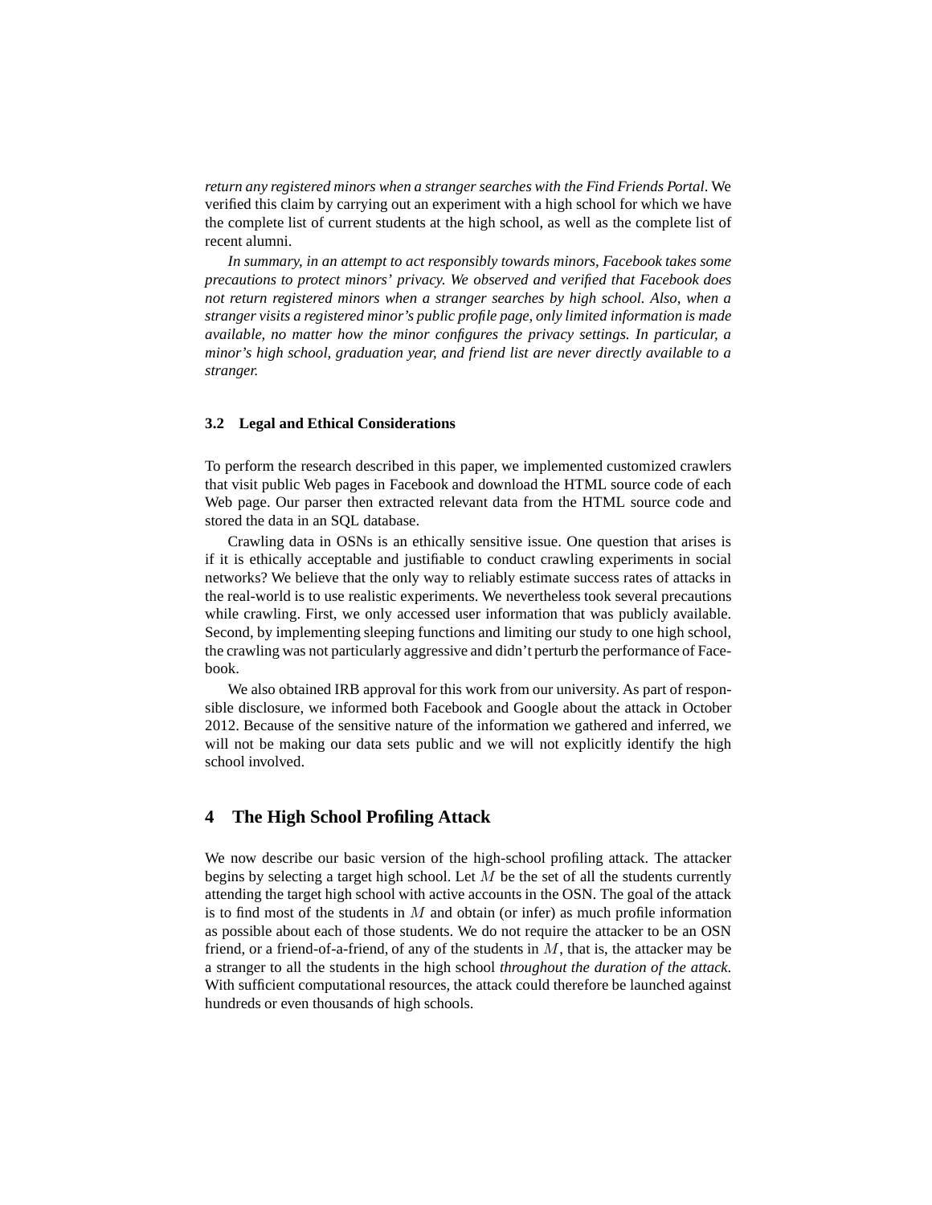*return any registered minors when a stranger searches with the Find Friends Portal*. We verified this claim by carrying out an experiment with a high school for which we have the complete list of current students at the high school, as well as the complete list of recent alumni.

*In summary, in an attempt to act responsibly towards minors, Facebook takes some precautions to protect minors' privacy. We observed and verified that Facebook does not return registered minors when a stranger searches by high school. Also, when a stranger visits a registered minor's public profile page, only limited information is made available, no matter how the minor configures the privacy settings. In particular, a minor's high school, graduation year, and friend list are never directly available to a stranger.*

### 3.2 Legal and Ethical Considerations

To perform the research described in this paper, we implemented customized crawlers that visit public Web pages in Facebook and download the HTML source code of each Web page. Our parser then extracted relevant data from the HTML source code and stored the data in an SQL database.

Crawling data in OSNs is an ethically sensitive issue. One question that arises is if it is ethically acceptable and justifiable to conduct crawling experiments in social networks? We believe that the only way to reliably estimate success rates of attacks in the real-world is to use realistic experiments. We nevertheless took several precautions while crawling. First, we only accessed user information that was publicly available. Second, by implementing sleeping functions and limiting our study to one high school, the crawling was not particularly aggressive and didn't perturb the performance of Facebook.

We also obtained IRB approval for this work from our university. As part of responsible disclosure, we informed both Facebook and Google about the attack in October 2012. Because of the sensitive nature of the information we gathered and inferred, we will not be making our data sets public and we will not explicitly identify the high school involved.

## 4 The High School Profiling Attack

We now describe our basic version of the high-school profiling attack. The attacker begins by selecting a target high school. Let $M$ be the set of all the students currently attending the target high school with active accounts in the OSN. The goal of the attack is to find most of the students in $M$ and obtain (or infer) as much profile information as possible about each of those students. We do not require the attacker to be an OSN friend, or a friend-of-a-friend, of any of the students in $M$, that is, the attacker may be a stranger to all the students in the high school *throughout the duration of the attack*. With sufficient computational resources, the attack could therefore be launched against hundreds or even thousands of high schools.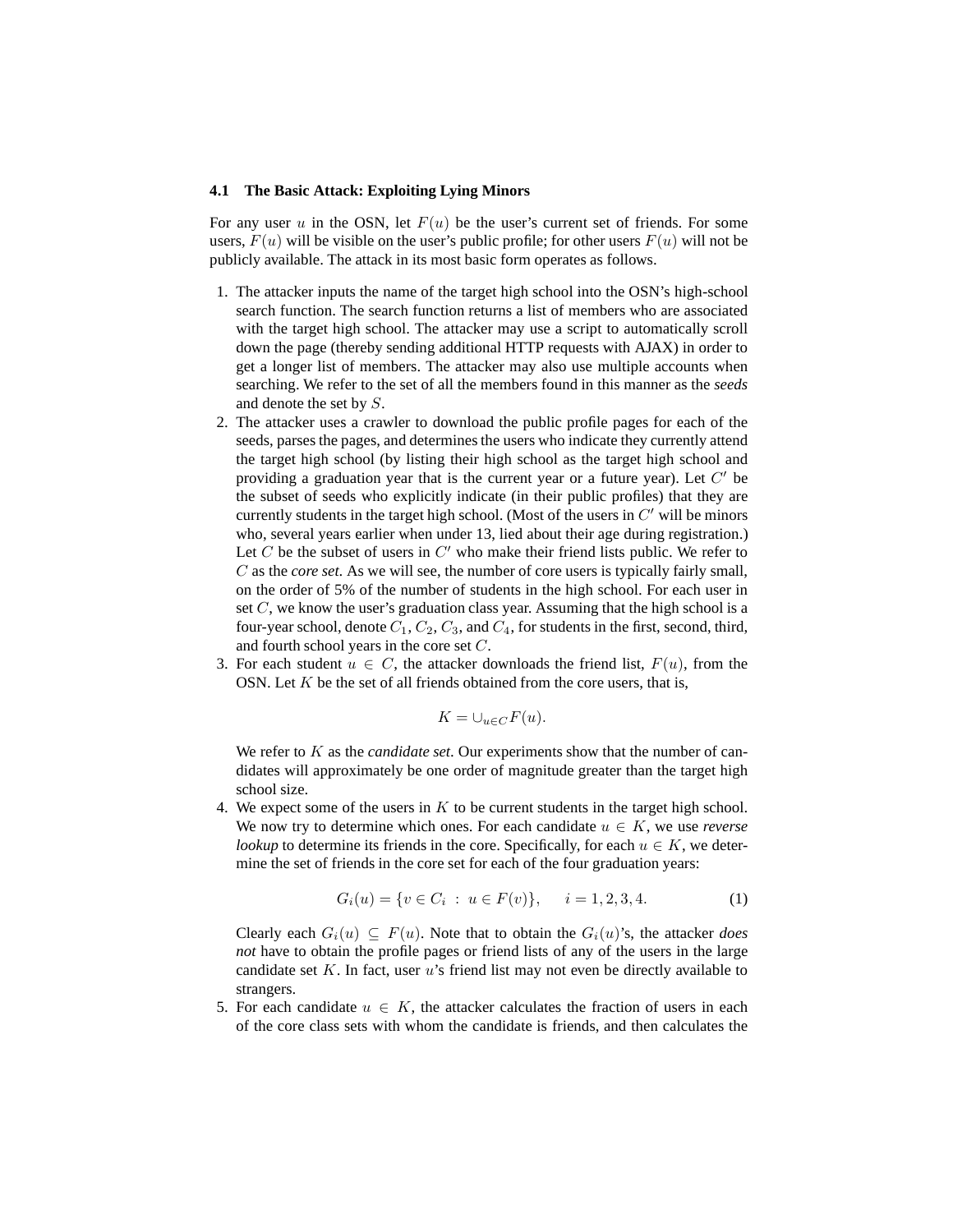### 4.1 The Basic Attack: Exploiting Lying Minors

For any user $u$ in the OSN, let $F(u)$ be the user's current set of friends. For some users, $F(u)$ will be visible on the user's public profile; for other users $F(u)$ will not be publicly available. The attack in its most basic form operates as follows.

1. The attacker inputs the name of the target high school into the OSN's high-school search function. The search function returns a list of members who are associated with the target high school. The attacker may use a script to automatically scroll down the page (thereby sending additional HTTP requests with AJAX) in order to get a longer list of members. The attacker may also use multiple accounts when searching. We refer to the set of all the members found in this manner as the *seeds* and denote the set by $S$.
2. The attacker uses a crawler to download the public profile pages for each of the seeds, parses the pages, and determines the users who indicate they currently attend the target high school (by listing their high school as the target high school and providing a graduation year that is the current year or a future year). Let $C'$ be the subset of seeds who explicitly indicate (in their public profiles) that they are currently students in the target high school. (Most of the users in $C'$ will be minors who, several years earlier when under 13, lied about their age during registration.) Let $C$ be the subset of users in $C'$ who make their friend lists public. We refer to $C$ as the *core set*. As we will see, the number of core users is typically fairly small, on the order of 5% of the number of students in the high school. For each user in set $C$, we know the user's graduation class year. Assuming that the high school is a four-year school, denote $C_1$, $C_2$, $C_3$, and $C_4$, for students in the first, second, third, and fourth school years in the core set $C$.
3. For each student $u \in C$, the attacker downloads the friend list, $F(u)$, from the OSN. Let $K$ be the set of all friends obtained from the core users, that is,

$$K = \cup_{u \in C} F(u).$$

   We refer to $K$ as the *candidate set*. Our experiments show that the number of candidates will approximately be one order of magnitude greater than the target high school size.
4. We expect some of the users in $K$ to be current students in the target high school. We now try to determine which ones. For each candidate $u \in K$, we use *reverse lookup* to determine its friends in the core. Specifically, for each $u \in K$, we determine the set of friends in the core set for each of the four graduation years:

$$G_i(u) = \{v \in C_i \ : \ u \in F(v)\}, \qquad i = 1, 2, 3, 4. \tag{1}$$

   Clearly each $G_i(u) \subseteq F(u)$. Note that to obtain the $G_i(u)$'s, the attacker *does not* have to obtain the profile pages or friend lists of any of the users in the large candidate set $K$. In fact, user $u$'s friend list may not even be directly available to strangers.
5. For each candidate $u \in K$, the attacker calculates the fraction of users in each of the core class sets with whom the candidate is friends, and then calculates the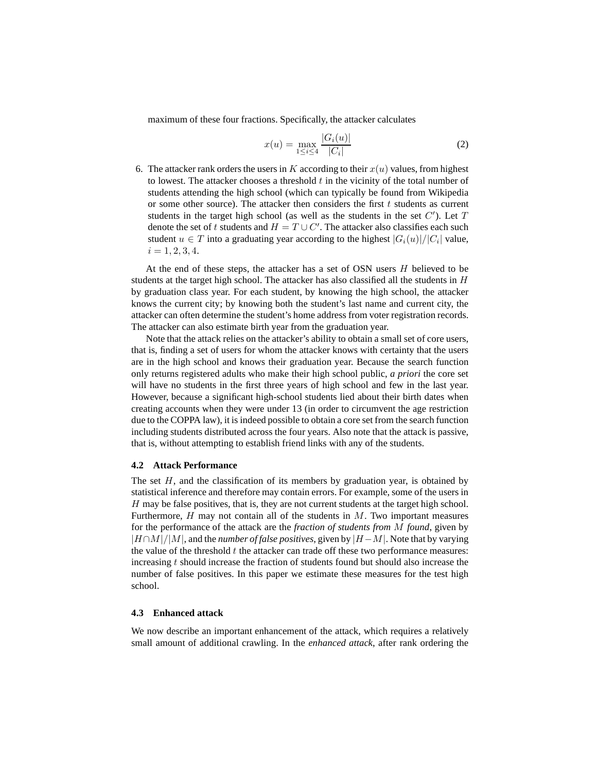maximum of these four fractions. Specifically, the attacker calculates

$$x(u) = \max_{1 \leq i \leq 4} \frac{|G_i(u)|}{|C_i|} \tag{2}$$

6. The attacker rank orders the users in $K$ according to their $x(u)$ values, from highest to lowest. The attacker chooses a threshold $t$ in the vicinity of the total number of students attending the high school (which can typically be found from Wikipedia or some other source). The attacker then considers the first $t$ students as current students in the target high school (as well as the students in the set $C'$). Let $T$ denote the set of $t$ students and $H = T \cup C'$. The attacker also classifies each such student $u \in T$ into a graduating year according to the highest $|G_i(u)|/|C_i|$ value, $i = 1, 2, 3, 4$.

At the end of these steps, the attacker has a set of OSN users $H$ believed to be students at the target high school. The attacker has also classified all the students in $H$ by graduation class year. For each student, by knowing the high school, the attacker knows the current city; by knowing both the student's last name and current city, the attacker can often determine the student's home address from voter registration records. The attacker can also estimate birth year from the graduation year.

Note that the attack relies on the attacker's ability to obtain a small set of core users, that is, finding a set of users for whom the attacker knows with certainty that the users are in the high school and knows their graduation year. Because the search function only returns registered adults who make their high school public, *a priori* the core set will have no students in the first three years of high school and few in the last year. However, because a significant high-school students lied about their birth dates when creating accounts when they were under 13 (in order to circumvent the age restriction due to the COPPA law), it is indeed possible to obtain a core set from the search function including students distributed across the four years. Also note that the attack is passive, that is, without attempting to establish friend links with any of the students.

### 4.2 Attack Performance

The set $H$, and the classification of its members by graduation year, is obtained by statistical inference and therefore may contain errors. For example, some of the users in $H$ may be false positives, that is, they are not current students at the target high school. Furthermore, $H$ may not contain all of the students in $M$. Two important measures for the performance of the attack are the *fraction of students from $M$ found*, given by $|H \cap M|/|M|$, and the *number of false positives*, given by $|H - M|$. Note that by varying the value of the threshold $t$ the attacker can trade off these two performance measures: increasing $t$ should increase the fraction of students found but should also increase the number of false positives. In this paper we estimate these measures for the test high school.

### 4.3 Enhanced attack

We now describe an important enhancement of the attack, which requires a relatively small amount of additional crawling. In the *enhanced attack*, after rank ordering the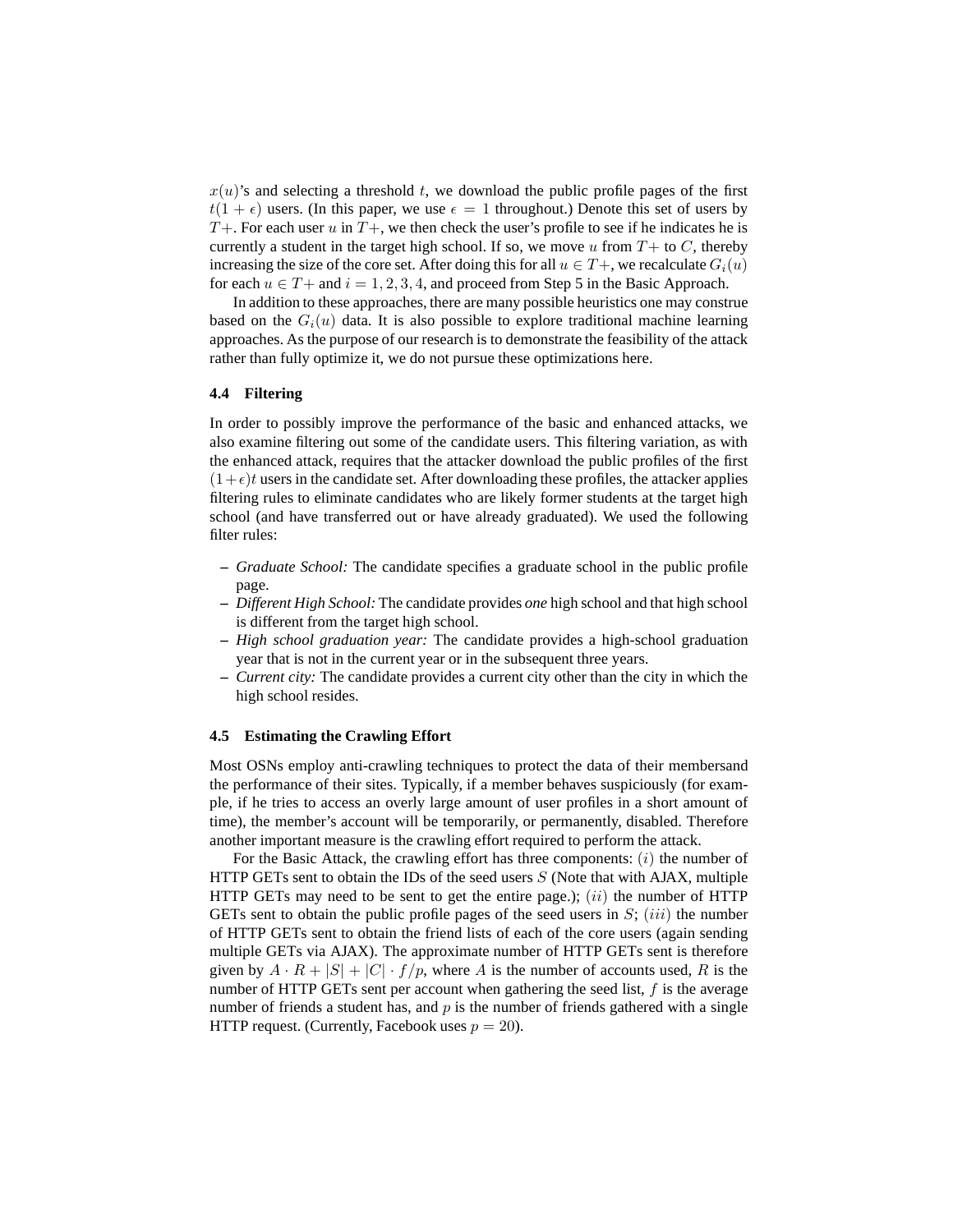$x(u)$'s and selecting a threshold $t$, we download the public profile pages of the first $t(1+\epsilon)$ users. (In this paper, we use $\epsilon = 1$ throughout.) Denote this set of users by $T+$. For each user $u$ in $T+$, we then check the user's profile to see if he indicates he is currently a student in the target high school. If so, we move $u$ from $T+$ to $C$, thereby increasing the size of the core set. After doing this for all $u \in T+$, we recalculate $G_i(u)$ for each $u \in T+$ and $i = 1, 2, 3, 4$, and proceed from Step 5 in the Basic Approach.

In addition to these approaches, there are many possible heuristics one may construe based on the $G_i(u)$ data. It is also possible to explore traditional machine learning approaches. As the purpose of our research is to demonstrate the feasibility of the attack rather than fully optimize it, we do not pursue these optimizations here.

### 4.4 Filtering

In order to possibly improve the performance of the basic and enhanced attacks, we also examine filtering out some of the candidate users. This filtering variation, as with the enhanced attack, requires that the attacker download the public profiles of the first $(1+\epsilon)t$ users in the candidate set. After downloading these profiles, the attacker applies filtering rules to eliminate candidates who are likely former students at the target high school (and have transferred out or have already graduated). We used the following filter rules:

- *Graduate School:* The candidate specifies a graduate school in the public profile page.
- *Different High School:* The candidate provides *one* high school and that high school is different from the target high school.
- *High school graduation year:* The candidate provides a high-school graduation year that is not in the current year or in the subsequent three years.
- *Current city:* The candidate provides a current city other than the city in which the high school resides.

### 4.5 Estimating the Crawling Effort

Most OSNs employ anti-crawling techniques to protect the data of their membersand the performance of their sites. Typically, if a member behaves suspiciously (for example, if he tries to access an overly large amount of user profiles in a short amount of time), the member's account will be temporarily, or permanently, disabled. Therefore another important measure is the crawling effort required to perform the attack.

For the Basic Attack, the crawling effort has three components: $(i)$ the number of HTTP GETs sent to obtain the IDs of the seed users $S$ (Note that with AJAX, multiple HTTP GETs may need to be sent to get the entire page.); $(ii)$ the number of HTTP GETs sent to obtain the public profile pages of the seed users in $S$; $(iii)$ the number of HTTP GETs sent to obtain the friend lists of each of the core users (again sending multiple GETs via AJAX). The approximate number of HTTP GETs sent is therefore given by $A \cdot R + |S| + |C| \cdot f/p$, where $A$ is the number of accounts used, $R$ is the number of HTTP GETs sent per account when gathering the seed list, $f$ is the average number of friends a student has, and $p$ is the number of friends gathered with a single HTTP request. (Currently, Facebook uses $p = 20$).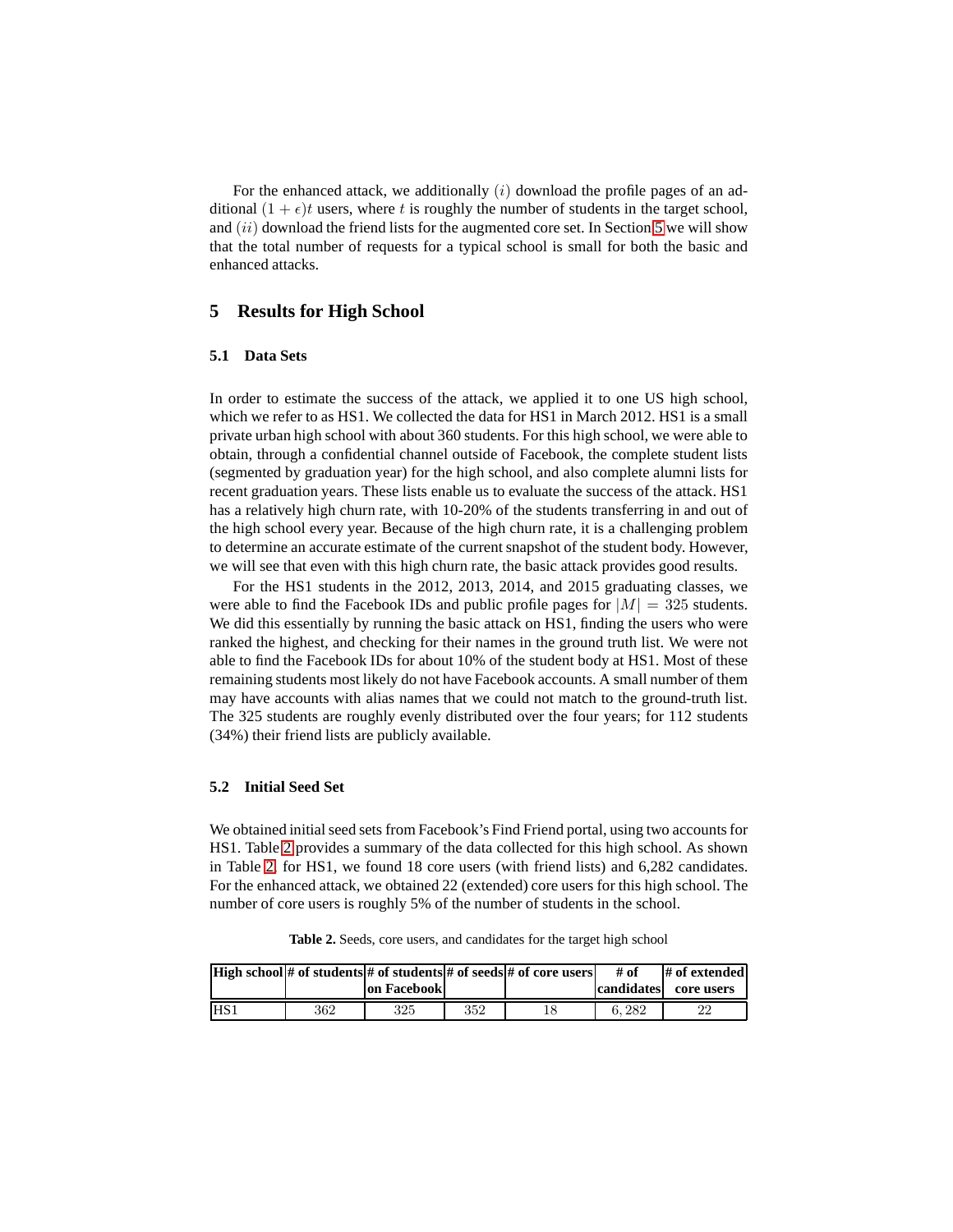For the enhanced attack, we additionally $(i)$ download the profile pages of an additional $(1+\epsilon)t$ users, where $t$ is roughly the number of students in the target school, and $(ii)$ download the friend lists for the augmented core set. In Section 5 we will show that the total number of requests for a typical school is small for both the basic and enhanced attacks.

## 5 Results for High School

### 5.1 Data Sets

In order to estimate the success of the attack, we applied it to one US high school, which we refer to as HS1. We collected the data for HS1 in March 2012. HS1 is a small private urban high school with about 360 students. For this high school, we were able to obtain, through a confidential channel outside of Facebook, the complete student lists (segmented by graduation year) for the high school, and also complete alumni lists for recent graduation years. These lists enable us to evaluate the success of the attack. HS1 has a relatively high churn rate, with 10-20% of the students transferring in and out of the high school every year. Because of the high churn rate, it is a challenging problem to determine an accurate estimate of the current snapshot of the student body. However, we will see that even with this high churn rate, the basic attack provides good results.

For the HS1 students in the 2012, 2013, 2014, and 2015 graduating classes, we were able to find the Facebook IDs and public profile pages for $|M| = 325$ students. We did this essentially by running the basic attack on HS1, finding the users who were ranked the highest, and checking for their names in the ground truth list. We were not able to find the Facebook IDs for about 10% of the student body at HS1. Most of these remaining students most likely do not have Facebook accounts. A small number of them may have accounts with alias names that we could not match to the ground-truth list. The 325 students are roughly evenly distributed over the four years; for 112 students (34%) their friend lists are publicly available.

### 5.2 Initial Seed Set

We obtained initial seed sets from Facebook's Find Friend portal, using two accounts for HS1. Table 2 provides a summary of the data collected for this high school. As shown in Table 2, for HS1, we found 18 core users (with friend lists) and 6,282 candidates. For the enhanced attack, we obtained 22 (extended) core users for this high school. The number of core users is roughly 5% of the number of students in the school.

**Table 2.** Seeds, core users, and candidates for the target high school

| High school | # of students | # of students on Facebook | # of seeds | # of core users | # of candidates | # of extended core users |
|---|---|---|---|---|---|---|
| HS1 | 362 | 325 | 352 | 18 | 6,282 | 22 |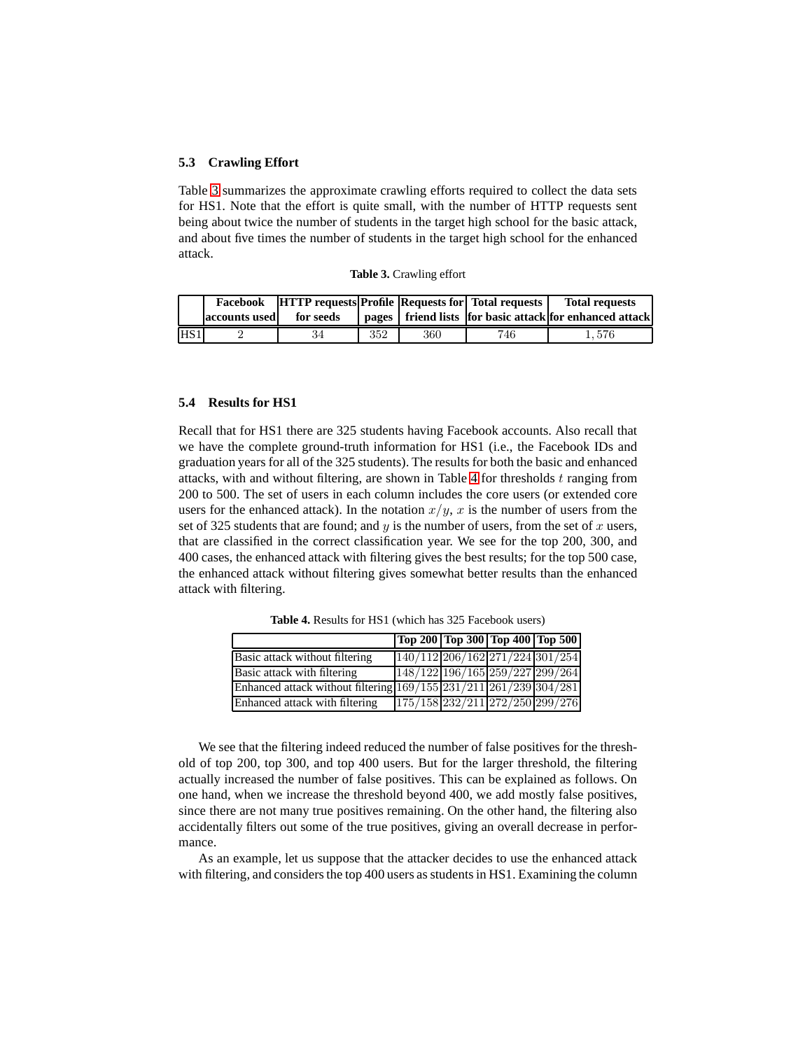### 5.3 Crawling Effort

Table 3 summarizes the approximate crawling efforts required to collect the data sets for HS1. Note that the effort is quite small, with the number of HTTP requests sent being about twice the number of students in the target high school for the basic attack, and about five times the number of students in the target high school for the enhanced attack.

**Table 3.** Crawling effort

| | Facebook accounts used | HTTP requests for seeds | Profile pages | Requests for friend lists | Total requests for basic attack | Total requests for enhanced attack |
|---|---|---|---|---|---|---|
| HS1 | 2 | 34 | 352 | 360 | 746 | 1,576 |

### 5.4 Results for HS1

Recall that for HS1 there are 325 students having Facebook accounts. Also recall that we have the complete ground-truth information for HS1 (i.e., the Facebook IDs and graduation years for all of the 325 students). The results for both the basic and enhanced attacks, with and without filtering, are shown in Table 4 for thresholds $t$ ranging from 200 to 500. The set of users in each column includes the core users (or extended core users for the enhanced attack). In the notation $x/y$, $x$ is the number of users from the set of 325 students that are found; and $y$ is the number of users, from the set of $x$ users, that are classified in the correct classification year. We see for the top 200, 300, and 400 cases, the enhanced attack with filtering gives the best results; for the top 500 case, the enhanced attack without filtering gives somewhat better results than the enhanced attack with filtering.

**Table 4.** Results for HS1 (which has 325 Facebook users)

| | Top 200 | Top 300 | Top 400 | Top 500 |
|---|---|---|---|---|
| Basic attack without filtering | 140/112 | 206/162 | 271/224 | 301/254 |
| Basic attack with filtering | 148/122 | 196/165 | 259/227 | 299/264 |
| Enhanced attack without filtering | 169/155 | 231/211 | 261/239 | 304/281 |
| Enhanced attack with filtering | 175/158 | 232/211 | 272/250 | 299/276 |

We see that the filtering indeed reduced the number of false positives for the threshold of top 200, top 300, and top 400 users. But for the larger threshold, the filtering actually increased the number of false positives. This can be explained as follows. On one hand, when we increase the threshold beyond 400, we add mostly false positives, since there are not many true positives remaining. On the other hand, the filtering also accidentally filters out some of the true positives, giving an overall decrease in performance.

As an example, let us suppose that the attacker decides to use the enhanced attack with filtering, and considers the top 400 users as students in HS1. Examining the column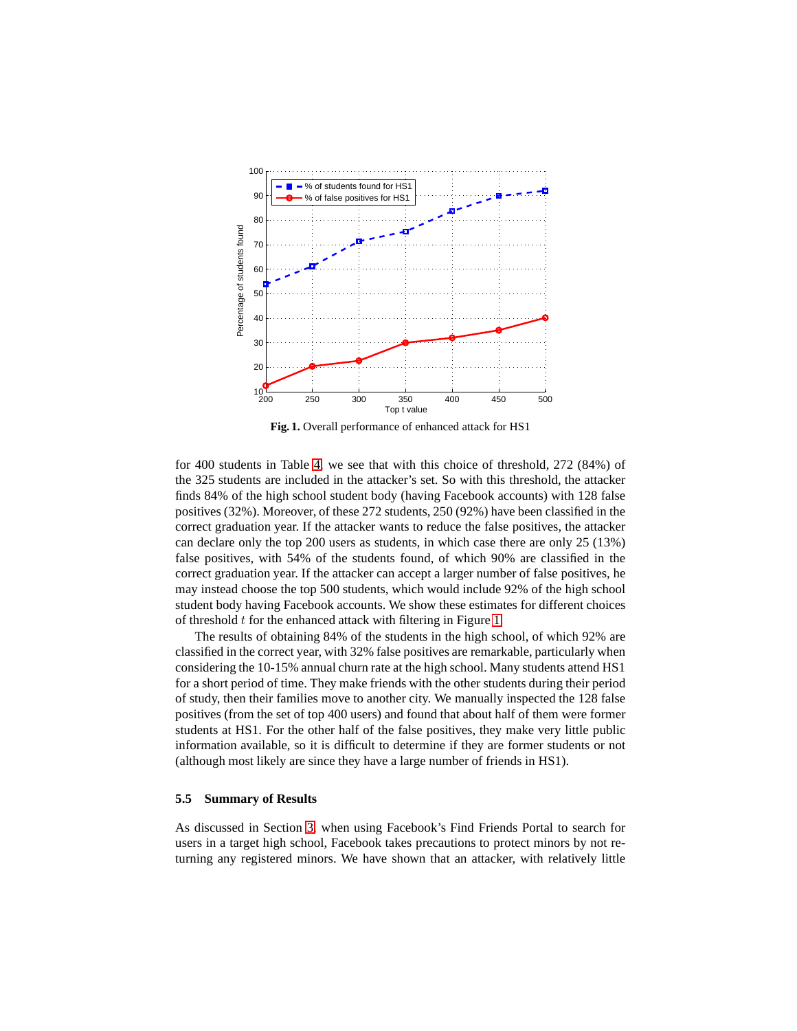Fig. 1. Overall performance of enhanced attack for HS1

for 400 students in Table 4, we see that with this choice of threshold, 272 (84%) of the 325 students are included in the attacker's set. So with this threshold, the attacker finds 84% of the high school student body (having Facebook accounts) with 128 false positives (32%). Moreover, of these 272 students, 250 (92%) have been classified in the correct graduation year. If the attacker wants to reduce the false positives, the attacker can declare only the top 200 users as students, in which case there are only 25 (13%) false positives, with 54% of the students found, of which 90% are classified in the correct graduation year. If the attacker can accept a larger number of false positives, he may instead choose the top 500 students, which would include 92% of the high school student body having Facebook accounts. We show these estimates for different choices of threshold $t$ for the enhanced attack with filtering in Figure 1.

The results of obtaining 84% of the students in the high school, of which 92% are classified in the correct year, with 32% false positives are remarkable, particularly when considering the 10-15% annual churn rate at the high school. Many students attend HS1 for a short period of time. They make friends with the other students during their period of study, then their families move to another city. We manually inspected the 128 false positives (from the set of top 400 users) and found that about half of them were former students at HS1. For the other half of the false positives, they make very little public information available, so it is difficult to determine if they are former students or not (although most likely are since they have a large number of friends in HS1).

### 5.5 Summary of Results

As discussed in Section 3, when using Facebook's Find Friends Portal to search for users in a target high school, Facebook takes precautions to protect minors by not returning any registered minors. We have shown that an attacker, with relatively little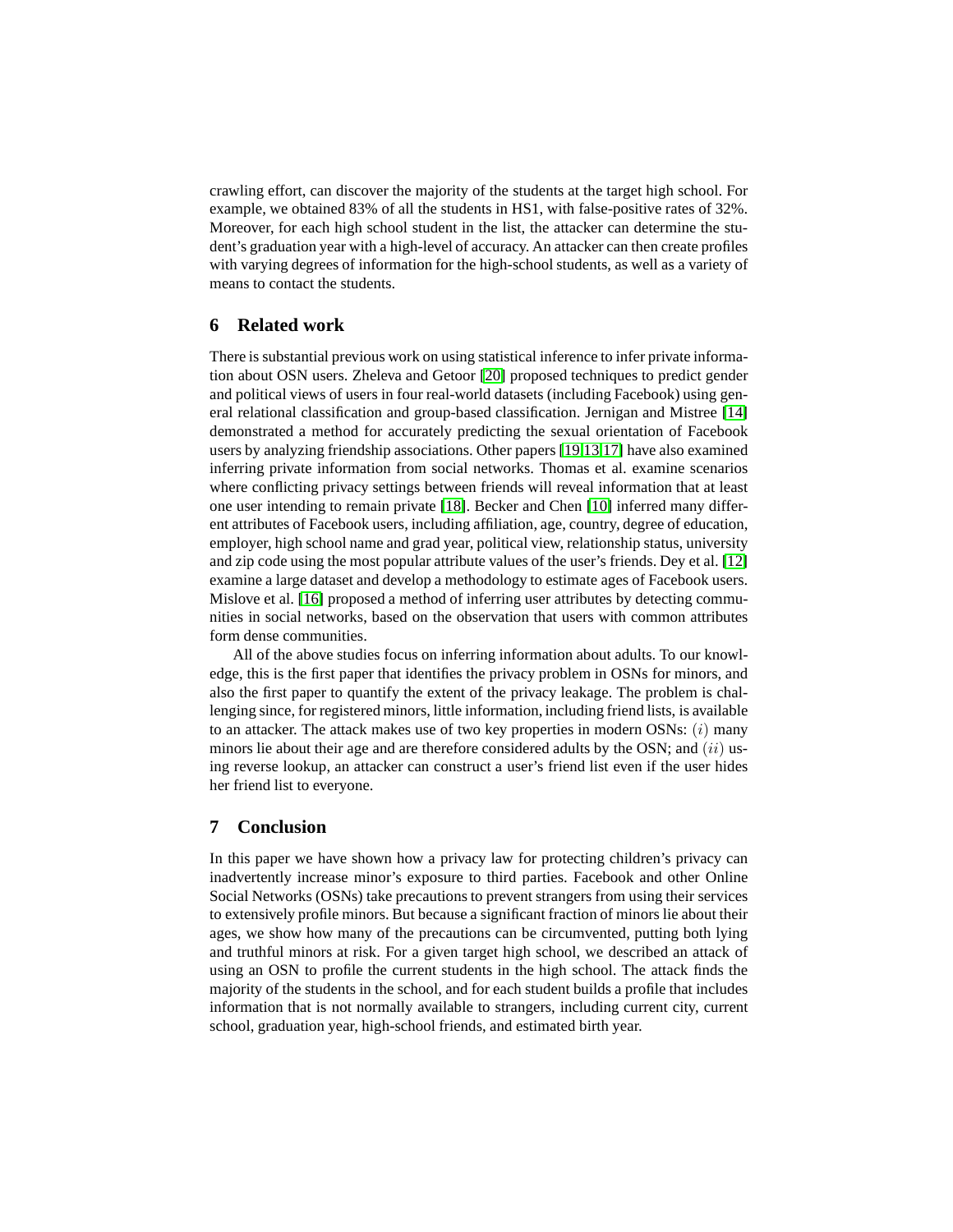crawling effort, can discover the majority of the students at the target high school. For example, we obtained 83% of all the students in HS1, with false-positive rates of 32%. Moreover, for each high school student in the list, the attacker can determine the student's graduation year with a high-level of accuracy. An attacker can then create profiles with varying degrees of information for the high-school students, as well as a variety of means to contact the students.

## 6 Related work

There is substantial previous work on using statistical inference to infer private information about OSN users. Zheleva and Getoor [20] proposed techniques to predict gender and political views of users in four real-world datasets (including Facebook) using general relational classification and group-based classification. Jernigan and Mistree [14] demonstrated a method for accurately predicting the sexual orientation of Facebook users by analyzing friendship associations. Other papers [19,13,17] have also examined inferring private information from social networks. Thomas et al. examine scenarios where conflicting privacy settings between friends will reveal information that at least one user intending to remain private [18]. Becker and Chen [10] inferred many different attributes of Facebook users, including affiliation, age, country, degree of education, employer, high school name and grad year, political view, relationship status, university and zip code using the most popular attribute values of the user's friends. Dey et al. [12] examine a large dataset and develop a methodology to estimate ages of Facebook users. Mislove et al. [16] proposed a method of inferring user attributes by detecting communities in social networks, based on the observation that users with common attributes form dense communities.

All of the above studies focus on inferring information about adults. To our knowledge, this is the first paper that identifies the privacy problem in OSNs for minors, and also the first paper to quantify the extent of the privacy leakage. The problem is challenging since, for registered minors, little information, including friend lists, is available to an attacker. The attack makes use of two key properties in modern OSNs: $(i)$ many minors lie about their age and are therefore considered adults by the OSN; and $(ii)$ using reverse lookup, an attacker can construct a user's friend list even if the user hides her friend list to everyone.

## 7 Conclusion

In this paper we have shown how a privacy law for protecting children's privacy can inadvertently increase minor's exposure to third parties. Facebook and other Online Social Networks (OSNs) take precautions to prevent strangers from using their services to extensively profile minors. But because a significant fraction of minors lie about their ages, we show how many of the precautions can be circumvented, putting both lying and truthful minors at risk. For a given target high school, we described an attack of using an OSN to profile the current students in the high school. The attack finds the majority of the students in the school, and for each student builds a profile that includes information that is not normally available to strangers, including current city, current school, graduation year, high-school friends, and estimated birth year.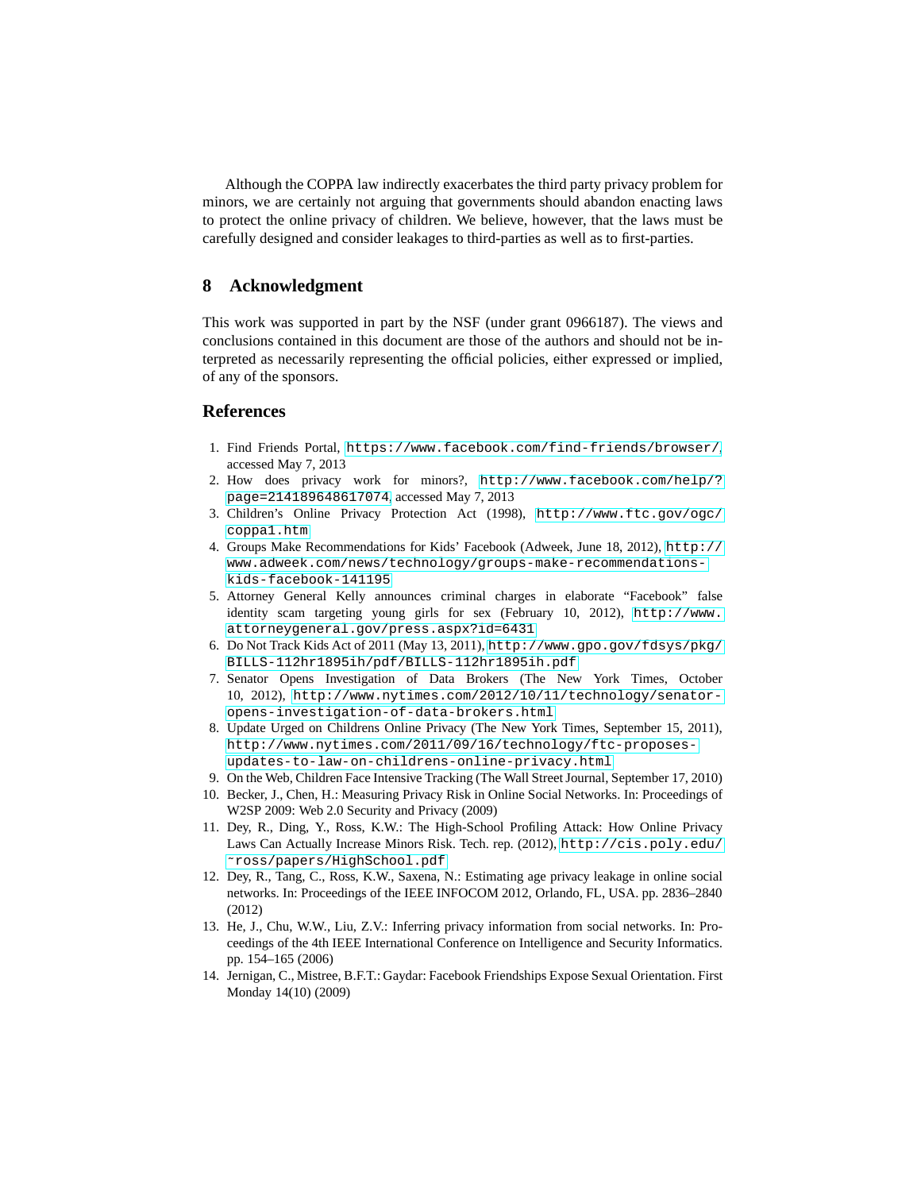Although the COPPA law indirectly exacerbates the third party privacy problem for minors, we are certainly not arguing that governments should abandon enacting laws to protect the online privacy of children. We believe, however, that the laws must be carefully designed and consider leakages to third-parties as well as to first-parties.

## 8 Acknowledgment

This work was supported in part by the NSF (under grant 0966187). The views and conclusions contained in this document are those of the authors and should not be interpreted as necessarily representing the official policies, either expressed or implied, of any of the sponsors.

## References

1. Find Friends Portal, https://www.facebook.com/find-friends/browser/, accessed May 7, 2013
2. How does privacy work for minors?, http://www.facebook.com/help/?page=214189648617074, accessed May 7, 2013
3. Children's Online Privacy Protection Act (1998), http://www.ftc.gov/ogc/coppa1.htm
4. Groups Make Recommendations for Kids' Facebook (Adweek, June 18, 2012), http://www.adweek.com/news/technology/groups-make-recommendations-kids-facebook-141195
5. Attorney General Kelly announces criminal charges in elaborate "Facebook" false identity scam targeting young girls for sex (February 10, 2012), http://www.attorneygeneral.gov/press.aspx?id=6431
6. Do Not Track Kids Act of 2011 (May 13, 2011), http://www.gpo.gov/fdsys/pkg/BILLS-112hr1895ih/pdf/BILLS-112hr1895ih.pdf
7. Senator Opens Investigation of Data Brokers (The New York Times, October 10, 2012), http://www.nytimes.com/2012/10/11/technology/senator-opens-investigation-of-data-brokers.html
8. Update Urged on Childrens Online Privacy (The New York Times, September 15, 2011), http://www.nytimes.com/2011/09/16/technology/ftc-proposes-updates-to-law-on-childrens-online-privacy.html
9. On the Web, Children Face Intensive Tracking (The Wall Street Journal, September 17, 2010)
10. Becker, J., Chen, H.: Measuring Privacy Risk in Online Social Networks. In: Proceedings of W2SP 2009: Web 2.0 Security and Privacy (2009)
11. Dey, R., Ding, Y., Ross, K.W.: The High-School Profiling Attack: How Online Privacy Laws Can Actually Increase Minors Risk. Tech. rep. (2012), http://cis.poly.edu/~ross/papers/HighSchool.pdf
12. Dey, R., Tang, C., Ross, K.W., Saxena, N.: Estimating age privacy leakage in online social networks. In: Proceedings of the IEEE INFOCOM 2012, Orlando, FL, USA. pp. 2836–2840 (2012)
13. He, J., Chu, W.W., Liu, Z.V.: Inferring privacy information from social networks. In: Proceedings of the 4th IEEE International Conference on Intelligence and Security Informatics. pp. 154–165 (2006)
14. Jernigan, C., Mistree, B.F.T.: Gaydar: Facebook Friendships Expose Sexual Orientation. First Monday 14(10) (2009)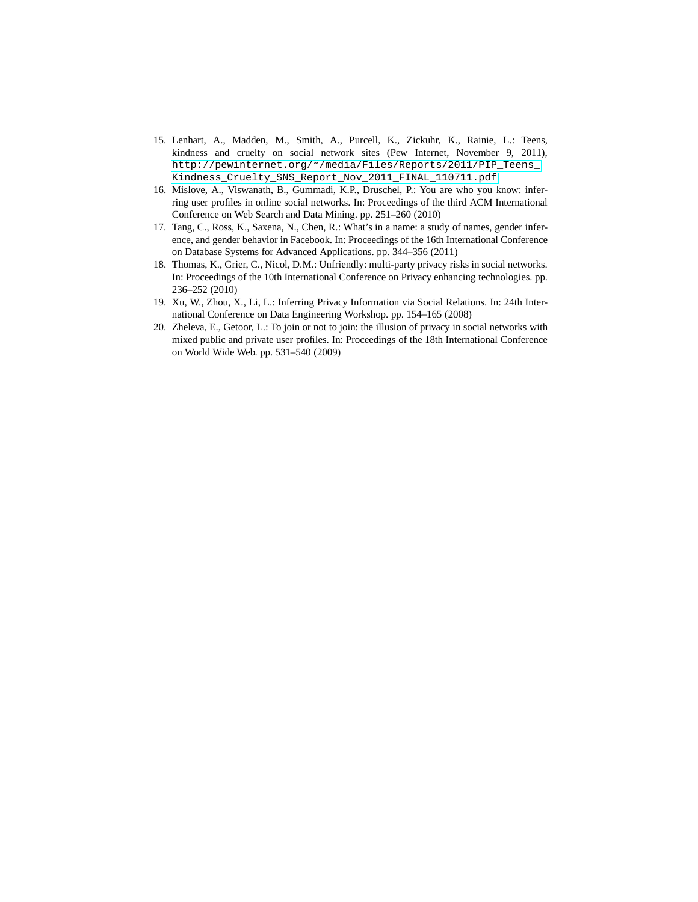15. Lenhart, A., Madden, M., Smith, A., Purcell, K., Zickuhr, K., Rainie, L.: Teens, kindness and cruelty on social network sites (Pew Internet, November 9, 2011), http://pewinternet.org/~/media/Files/Reports/2011/PIP_Teens_Kindness_Cruelty_SNS_Report_Nov_2011_FINAL_110711.pdf
16. Mislove, A., Viswanath, B., Gummadi, K.P., Druschel, P.: You are who you know: inferring user profiles in online social networks. In: Proceedings of the third ACM International Conference on Web Search and Data Mining. pp. 251–260 (2010)
17. Tang, C., Ross, K., Saxena, N., Chen, R.: What's in a name: a study of names, gender inference, and gender behavior in Facebook. In: Proceedings of the 16th International Conference on Database Systems for Advanced Applications. pp. 344–356 (2011)
18. Thomas, K., Grier, C., Nicol, D.M.: Unfriendly: multi-party privacy risks in social networks. In: Proceedings of the 10th International Conference on Privacy enhancing technologies. pp. 236–252 (2010)
19. Xu, W., Zhou, X., Li, L.: Inferring Privacy Information via Social Relations. In: 24th International Conference on Data Engineering Workshop. pp. 154–165 (2008)
20. Zheleva, E., Getoor, L.: To join or not to join: the illusion of privacy in social networks with mixed public and private user profiles. In: Proceedings of the 18th International Conference on World Wide Web. pp. 531–540 (2009)